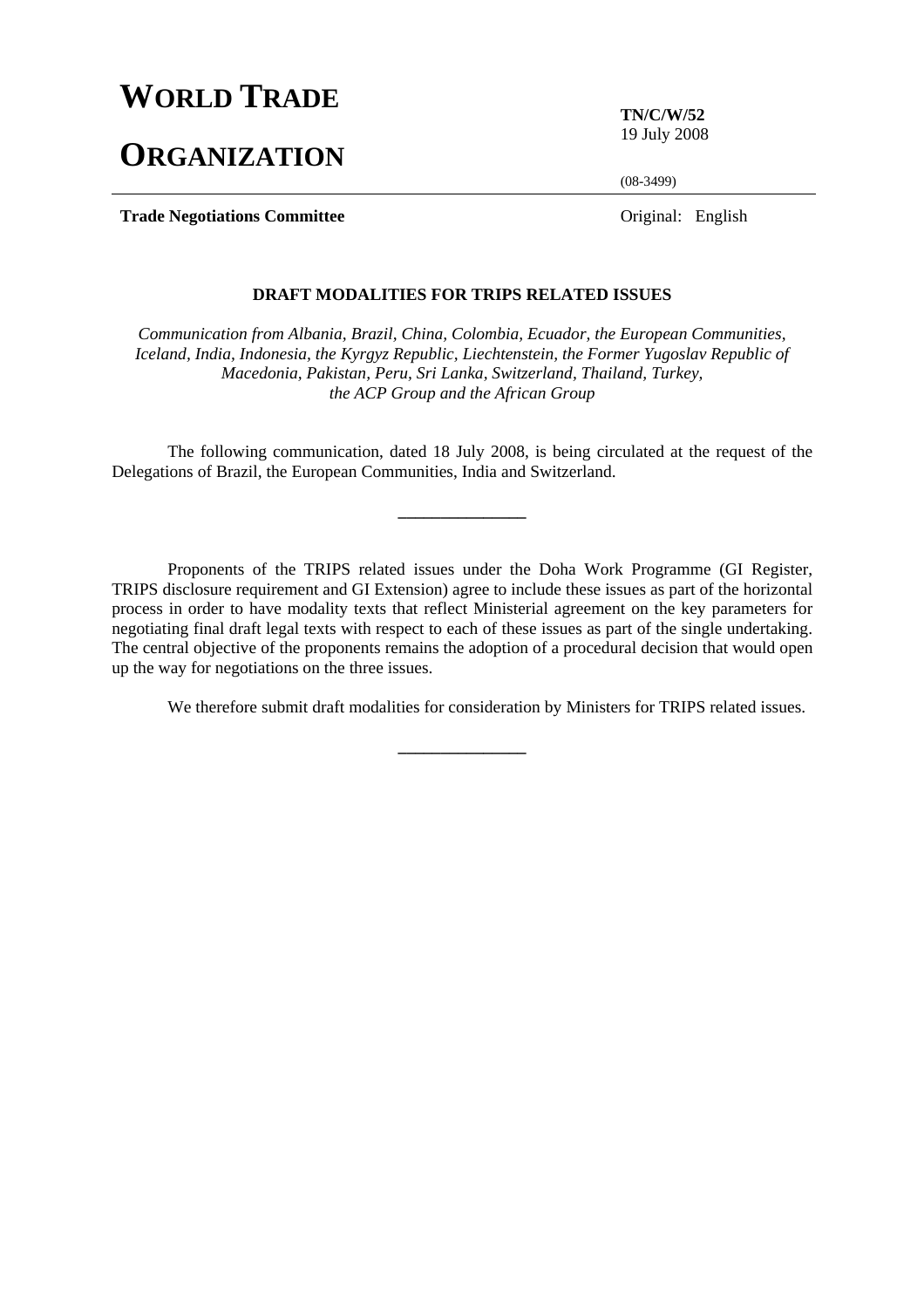# WORLD TRADE ORGANIZATION

**TN/C/W/52**
19 July 2008

(08-3499)

**Trade Negotiations Committee**

Original: English

**DRAFT MODALITIES FOR TRIPS RELATED ISSUES**

*Communication from Albania, Brazil, China, Colombia, Ecuador, the European Communities, Iceland, India, Indonesia, the Kyrgyz Republic, Liechtenstein, the Former Yugoslav Republic of Macedonia, Pakistan, Peru, Sri Lanka, Switzerland, Thailand, Turkey, the ACP Group and the African Group*

The following communication, dated 18 July 2008, is being circulated at the request of the Delegations of Brazil, the European Communities, India and Switzerland.

---

Proponents of the TRIPS related issues under the Doha Work Programme (GI Register, TRIPS disclosure requirement and GI Extension) agree to include these issues as part of the horizontal process in order to have modality texts that reflect Ministerial agreement on the key parameters for negotiating final draft legal texts with respect to each of these issues as part of the single undertaking. The central objective of the proponents remains the adoption of a procedural decision that would open up the way for negotiations on the three issues.

We therefore submit draft modalities for consideration by Ministers for TRIPS related issues.

---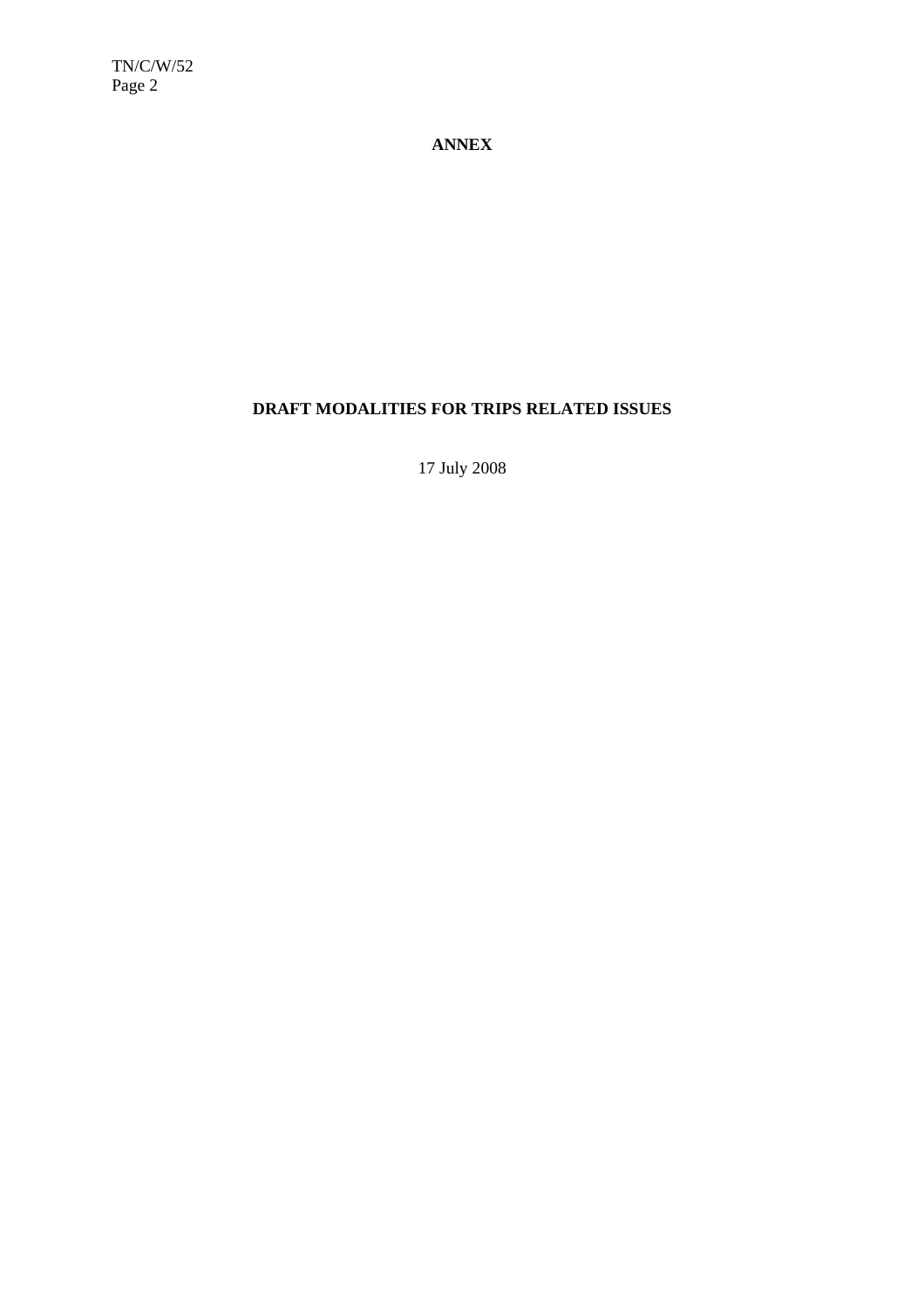# ANNEX

## DRAFT MODALITIES FOR TRIPS RELATED ISSUES

17 July 2008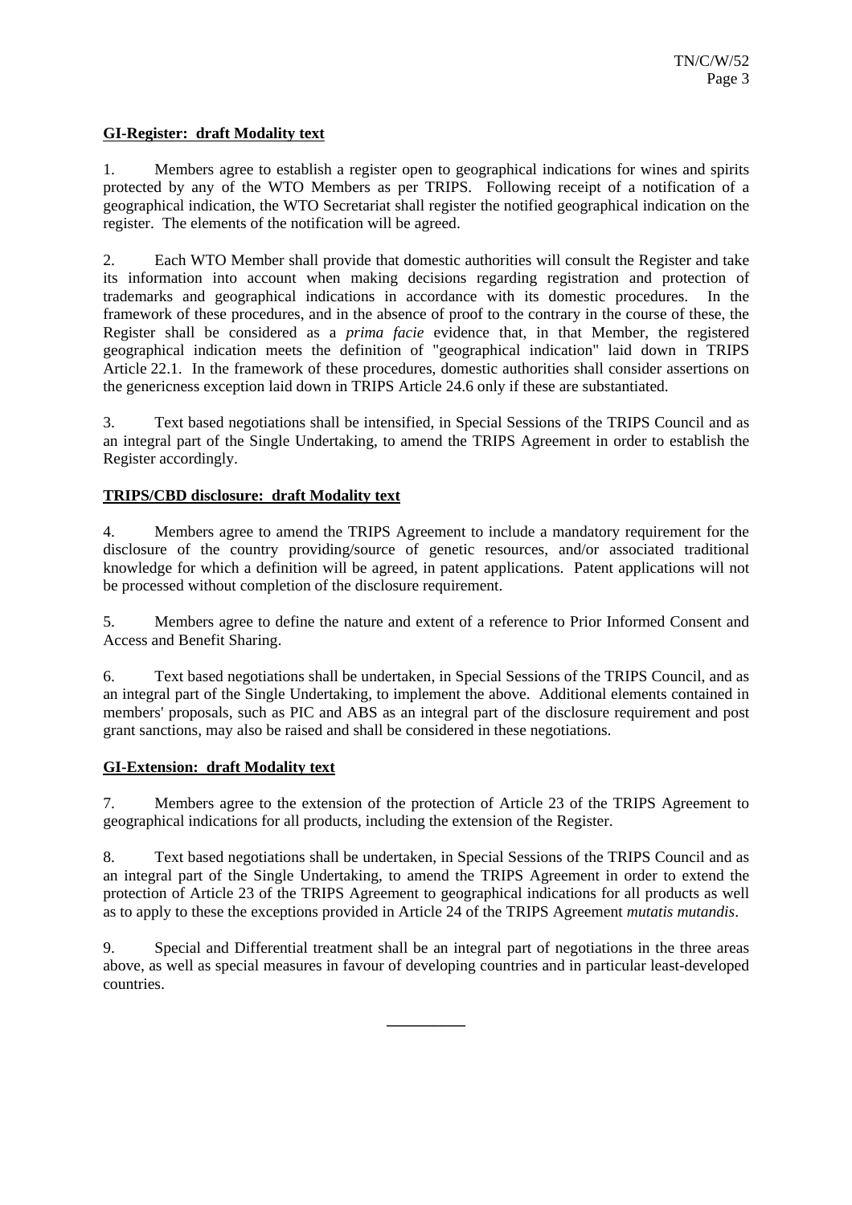**GI-Register: draft Modality text**

1. Members agree to establish a register open to geographical indications for wines and spirits protected by any of the WTO Members as per TRIPS. Following receipt of a notification of a geographical indication, the WTO Secretariat shall register the notified geographical indication on the register. The elements of the notification will be agreed.

2. Each WTO Member shall provide that domestic authorities will consult the Register and take its information into account when making decisions regarding registration and protection of trademarks and geographical indications in accordance with its domestic procedures. In the framework of these procedures, and in the absence of proof to the contrary in the course of these, the Register shall be considered as a *prima facie* evidence that, in that Member, the registered geographical indication meets the definition of "geographical indication" laid down in TRIPS Article 22.1. In the framework of these procedures, domestic authorities shall consider assertions on the genericness exception laid down in TRIPS Article 24.6 only if these are substantiated.

3. Text based negotiations shall be intensified, in Special Sessions of the TRIPS Council and as an integral part of the Single Undertaking, to amend the TRIPS Agreement in order to establish the Register accordingly.

**TRIPS/CBD disclosure: draft Modality text**

4. Members agree to amend the TRIPS Agreement to include a mandatory requirement for the disclosure of the country providing/source of genetic resources, and/or associated traditional knowledge for which a definition will be agreed, in patent applications. Patent applications will not be processed without completion of the disclosure requirement.

5. Members agree to define the nature and extent of a reference to Prior Informed Consent and Access and Benefit Sharing.

6. Text based negotiations shall be undertaken, in Special Sessions of the TRIPS Council, and as an integral part of the Single Undertaking, to implement the above. Additional elements contained in members' proposals, such as PIC and ABS as an integral part of the disclosure requirement and post grant sanctions, may also be raised and shall be considered in these negotiations.

**GI-Extension: draft Modality text**

7. Members agree to the extension of the protection of Article 23 of the TRIPS Agreement to geographical indications for all products, including the extension of the Register.

8. Text based negotiations shall be undertaken, in Special Sessions of the TRIPS Council and as an integral part of the Single Undertaking, to amend the TRIPS Agreement in order to extend the protection of Article 23 of the TRIPS Agreement to geographical indications for all products as well as to apply to these the exceptions provided in Article 24 of the TRIPS Agreement *mutatis mutandis*.

9. Special and Differential treatment shall be an integral part of negotiations in the three areas above, as well as special measures in favour of developing countries and in particular least-developed countries.

__________